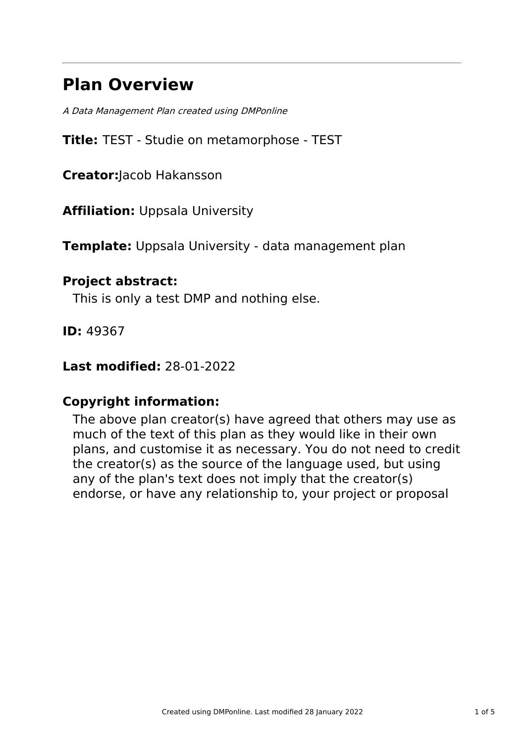# Plan Overview

*A Data Management Plan created using DMPonline*

**Title:** TEST - Studie on metamorphose - TEST

**Creator:**Jacob Hakansson

**Affiliation:** Uppsala University

**Template:** Uppsala University - data management plan

**Project abstract:**

This is only a test DMP and nothing else.

**ID:** 49367

**Last modified:** 28-01-2022

**Copyright information:**

The above plan creator(s) have agreed that others may use as much of the text of this plan as they would like in their own plans, and customise it as necessary. You do not need to credit the creator(s) as the source of the language used, but using any of the plan's text does not imply that the creator(s) endorse, or have any relationship to, your project or proposal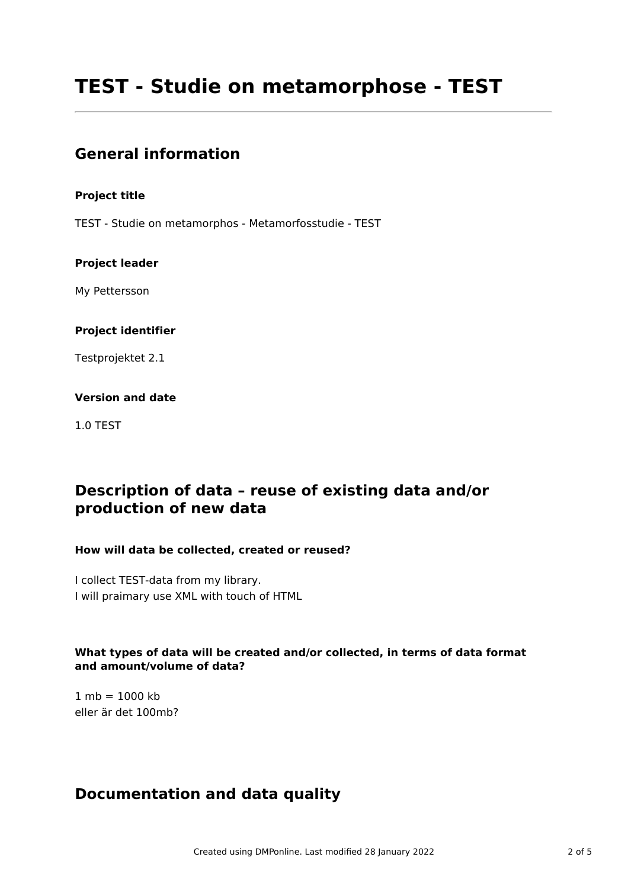# TEST - Studie on metamorphose - TEST

## General information

### Project title

TEST - Studie on metamorphos - Metamorfosstudie - TEST

### Project leader

My Pettersson

### Project identifier

Testprojektet 2.1

### Version and date

1.0 TEST

## Description of data – reuse of existing data and/or production of new data

### How will data be collected, created or reused?

I collect TEST-data from my library.
I will praimary use XML with touch of HTML

### What types of data will be created and/or collected, in terms of data format and amount/volume of data?

1 mb = 1000 kb
eller är det 100mb?

## Documentation and data quality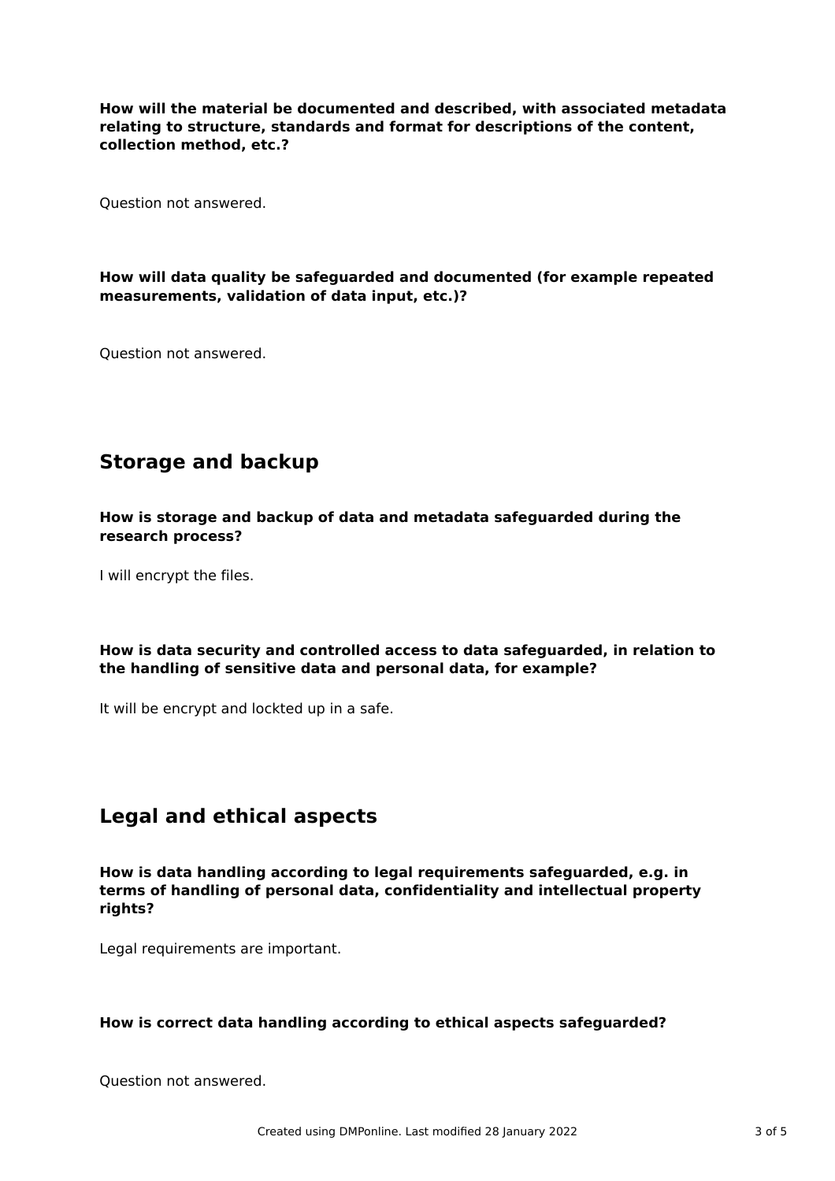**How will the material be documented and described, with associated metadata relating to structure, standards and format for descriptions of the content, collection method, etc.?**

Question not answered.

**How will data quality be safeguarded and documented (for example repeated measurements, validation of data input, etc.)?**

Question not answered.

## Storage and backup

**How is storage and backup of data and metadata safeguarded during the research process?**

I will encrypt the files.

**How is data security and controlled access to data safeguarded, in relation to the handling of sensitive data and personal data, for example?**

It will be encrypt and lockted up in a safe.

## Legal and ethical aspects

**How is data handling according to legal requirements safeguarded, e.g. in terms of handling of personal data, confidentiality and intellectual property rights?**

Legal requirements are important.

**How is correct data handling according to ethical aspects safeguarded?**

Question not answered.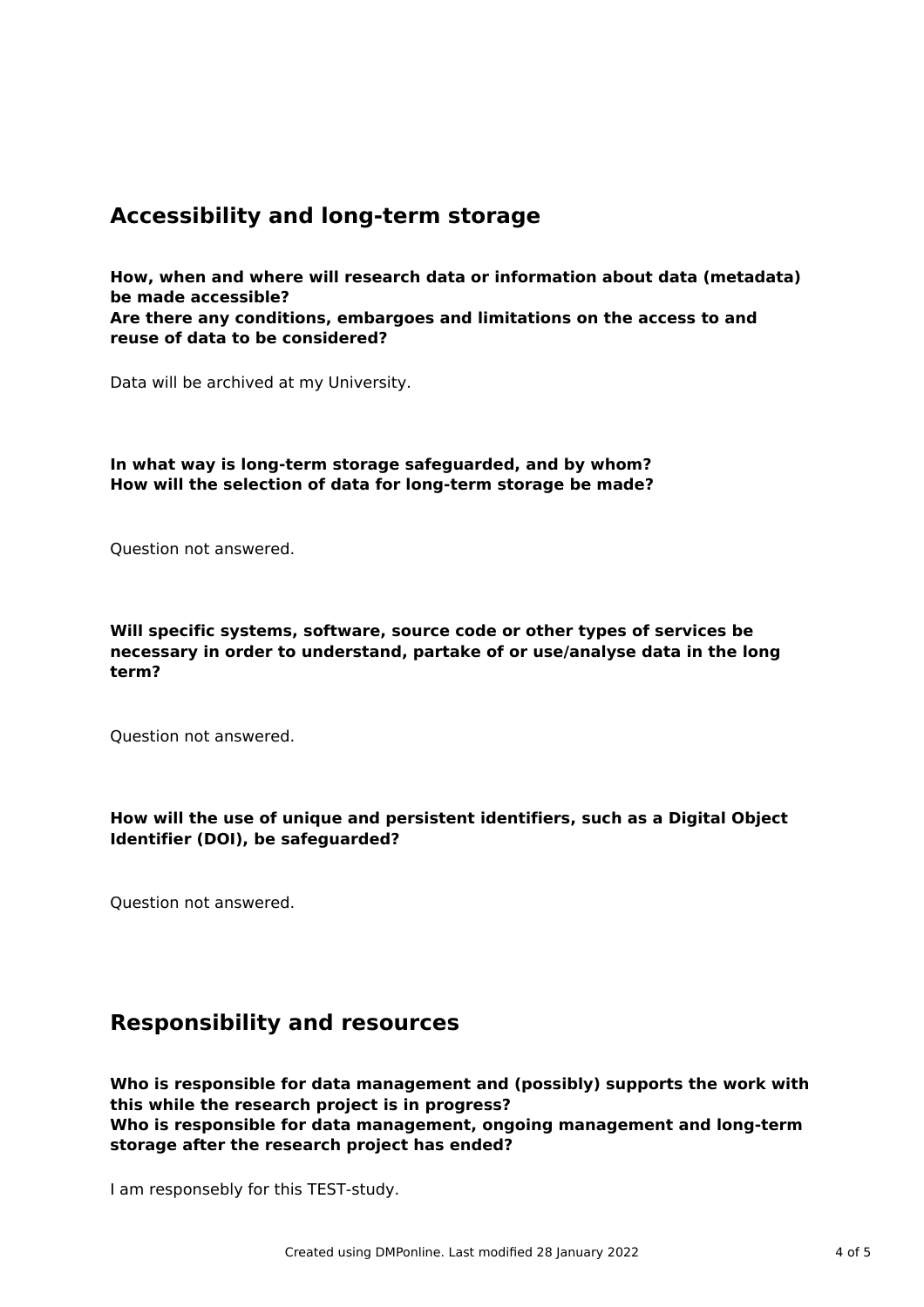## Accessibility and long-term storage

**How, when and where will research data or information about data (metadata) be made accessible?**
**Are there any conditions, embargoes and limitations on the access to and reuse of data to be considered?**

Data will be archived at my University.

**In what way is long-term storage safeguarded, and by whom?**
**How will the selection of data for long-term storage be made?**

Question not answered.

**Will specific systems, software, source code or other types of services be necessary in order to understand, partake of or use/analyse data in the long term?**

Question not answered.

**How will the use of unique and persistent identifiers, such as a Digital Object Identifier (DOI), be safeguarded?**

Question not answered.

## Responsibility and resources

**Who is responsible for data management and (possibly) supports the work with this while the research project is in progress?**
**Who is responsible for data management, ongoing management and long-term storage after the research project has ended?**

I am responsebly for this TEST-study.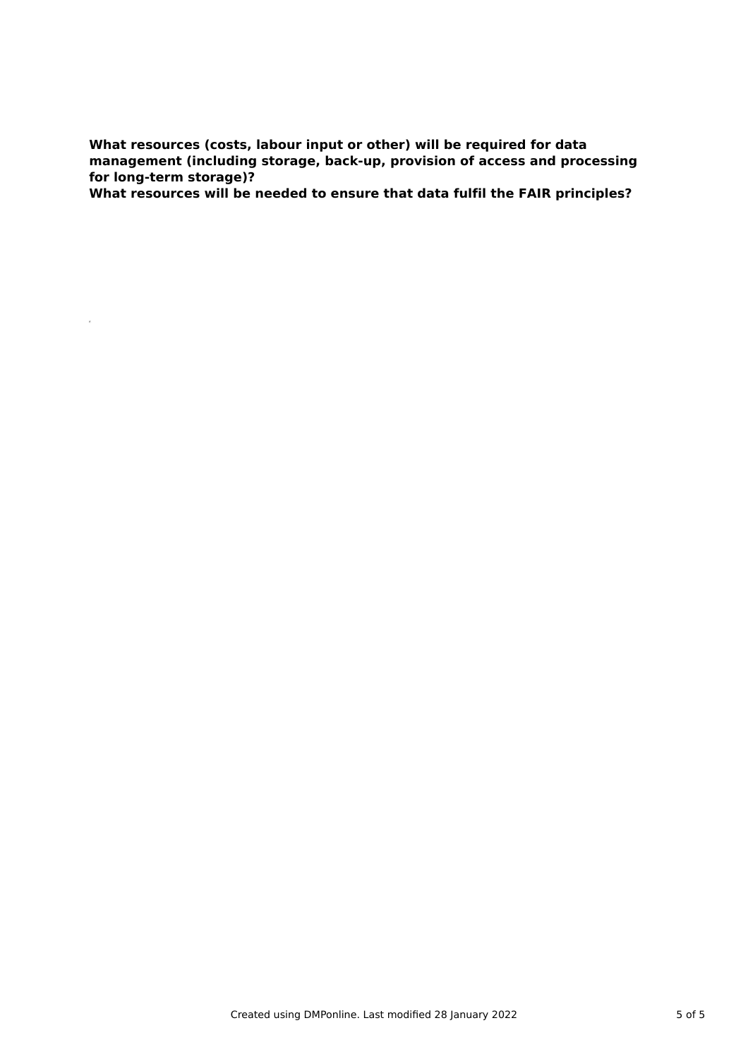**What resources (costs, labour input or other) will be required for data management (including storage, back-up, provision of access and processing for long-term storage)?**
**What resources will be needed to ensure that data fulfil the FAIR principles?**